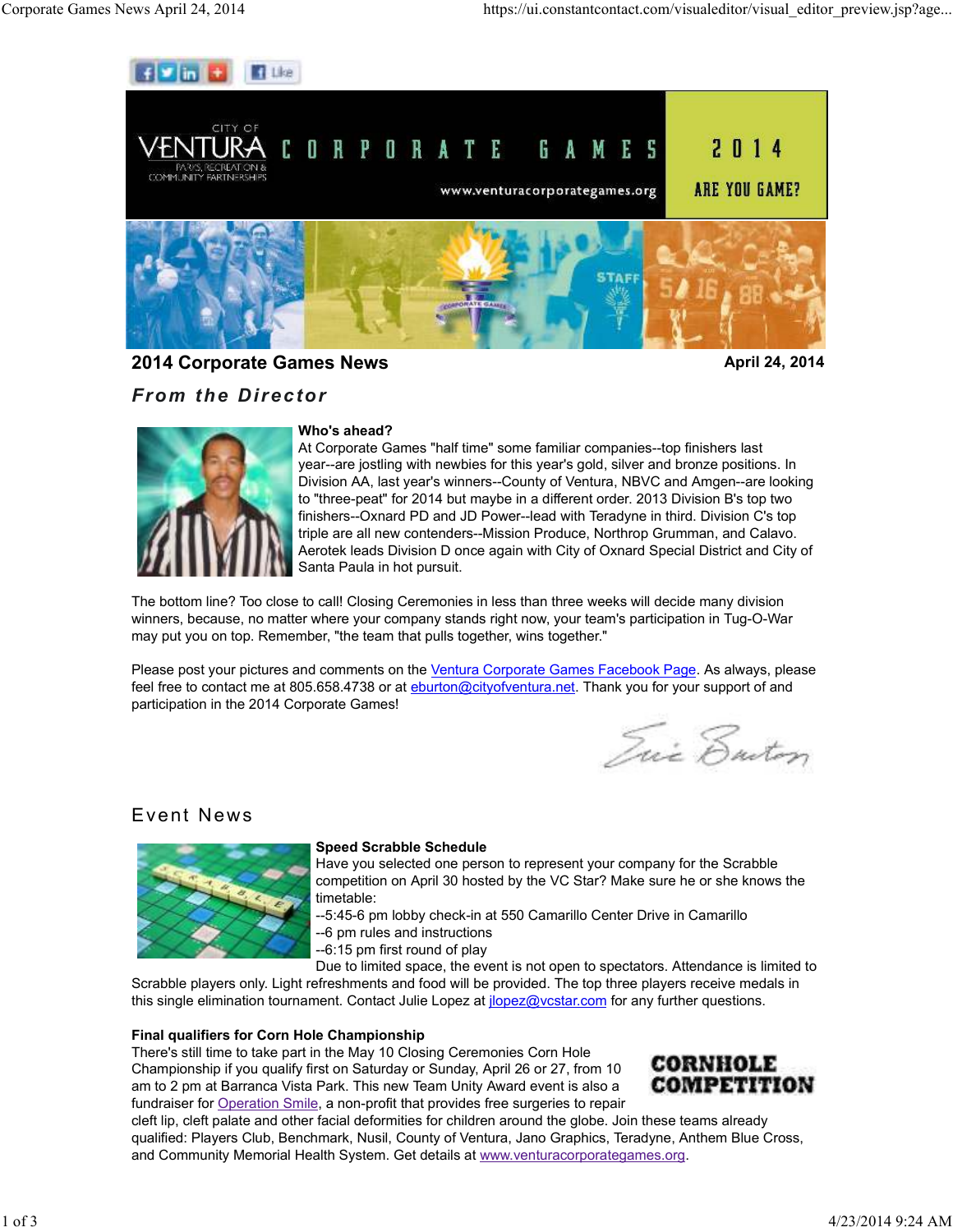## 2014 Corporate Games News

**April 24, 2014**

### *From the Director*

**Who's ahead?**

At Corporate Games "half time" some familiar companies--top finishers last year--are jostling with newbies for this year's gold, silver and bronze positions. In Division AA, last year's winners--County of Ventura, NBVC and Amgen--are looking to "three-peat" for 2014 but maybe in a different order. 2013 Division B's top two finishers--Oxnard PD and JD Power--lead with Teradyne in third. Division C's top triple are all new contenders--Mission Produce, Northrop Grumman, and Calavo. Aerotek leads Division D once again with City of Oxnard Special District and City of Santa Paula in hot pursuit.

The bottom line? Too close to call! Closing Ceremonies in less than three weeks will decide many division winners, because, no matter where your company stands right now, your team's participation in Tug-O-War may put you on top. Remember, "the team that pulls together, wins together."

Please post your pictures and comments on the Ventura Corporate Games Facebook Page. As always, please feel free to contact me at 805.658.4738 or at eburton@cityofventura.net. Thank you for your support of and participation in the 2014 Corporate Games!

Eric Burton

### Event News

**Speed Scrabble Schedule**

Have you selected one person to represent your company for the Scrabble competition on April 30 hosted by the VC Star? Make sure he or she knows the timetable:

--5:45-6 pm lobby check-in at 550 Camarillo Center Drive in Camarillo
--6 pm rules and instructions
--6:15 pm first round of play

Due to limited space, the event is not open to spectators. Attendance is limited to Scrabble players only. Light refreshments and food will be provided. The top three players receive medals in this single elimination tournament. Contact Julie Lopez at jlopez@vcstar.com for any further questions.

**Final qualifiers for Corn Hole Championship**

There's still time to take part in the May 10 Closing Ceremonies Corn Hole Championship if you qualify first on Saturday or Sunday, April 26 or 27, from 10 am to 2 pm at Barranca Vista Park. This new Team Unity Award event is also a fundraiser for Operation Smile, a non-profit that provides free surgeries to repair cleft lip, cleft palate and other facial deformities for children around the globe. Join these teams already qualified: Players Club, Benchmark, Nusil, County of Ventura, Jano Graphics, Teradyne, Anthem Blue Cross, and Community Memorial Health System. Get details at www.venturacorporategames.org.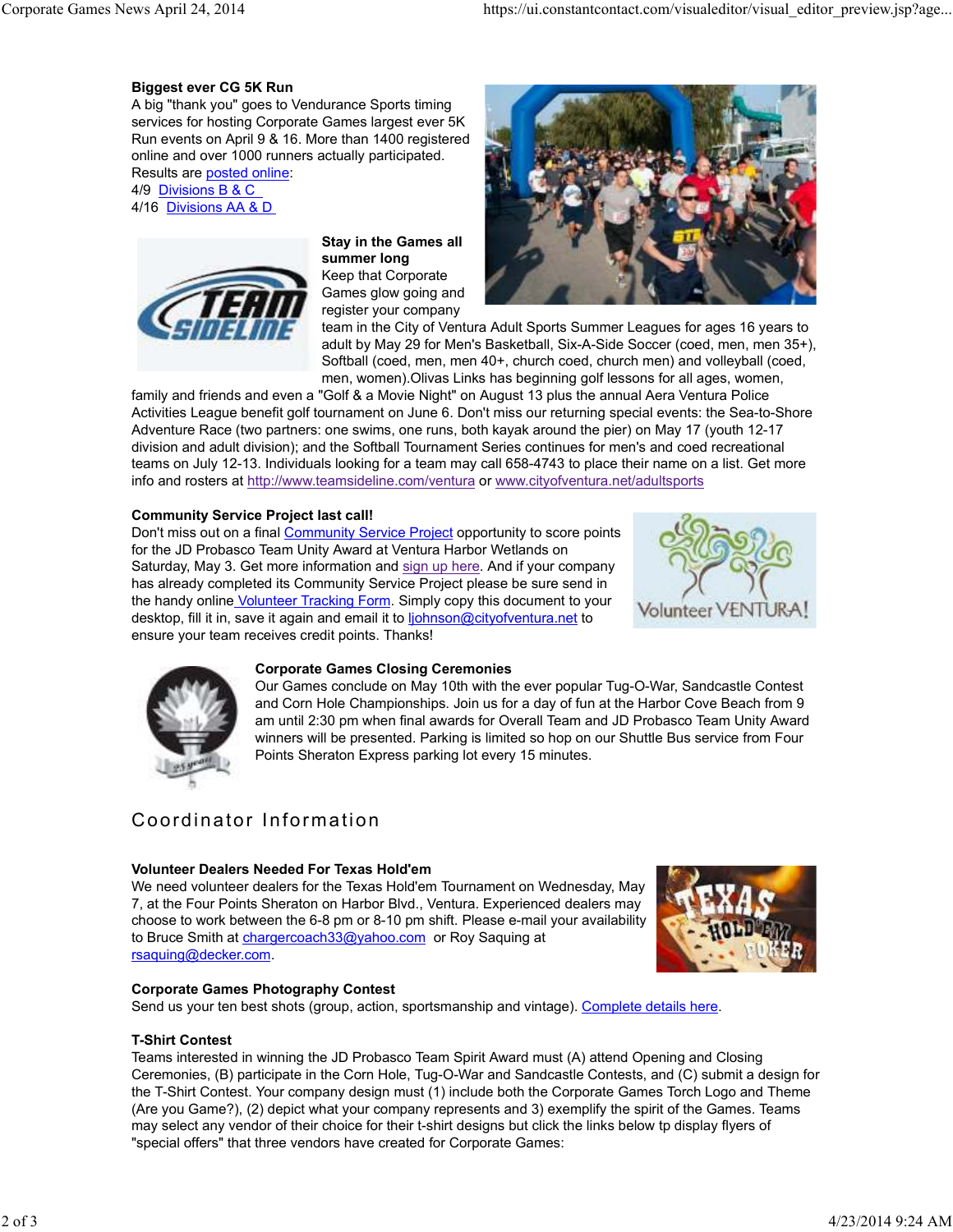**Biggest ever CG 5K Run**

A big "thank you" goes to Vendurance Sports timing services for hosting Corporate Games largest ever 5K Run events on April 9 & 16. More than 1400 registered online and over 1000 runners actually participated. Results are posted online:

4/9 Divisions B & C

4/16 Divisions AA & D

**Stay in the Games all summer long**

Keep that Corporate Games glow going and register your company team in the City of Ventura Adult Sports Summer Leagues for ages 16 years to adult by May 29 for Men's Basketball, Six-A-Side Soccer (coed, men, men 35+), Softball (coed, men, men 40+, church coed, church men) and volleyball (coed, men, women).Olivas Links has beginning golf lessons for all ages, women, family and friends and even a "Golf & a Movie Night" on August 13 plus the annual Aera Ventura Police Activities League benefit golf tournament on June 6. Don't miss our returning special events: the Sea-to-Shore Adventure Race (two partners: one swims, one runs, both kayak around the pier) on May 17 (youth 12-17 division and adult division); and the Softball Tournament Series continues for men's and coed recreational teams on July 12-13. Individuals looking for a team may call 658-4743 to place their name on a list. Get more info and rosters at http://www.teamsideline.com/ventura or www.cityofventura.net/adultsports

**Community Service Project last call!**

Don't miss out on a final Community Service Project opportunity to score points for the JD Probasco Team Unity Award at Ventura Harbor Wetlands on Saturday, May 3. Get more information and sign up here. And if your company has already completed its Community Service Project please be sure send in the handy online Volunteer Tracking Form. Simply copy this document to your desktop, fill it in, save it again and email it to ljohnson@cityofventura.net to ensure your team receives credit points. Thanks!

**Corporate Games Closing Ceremonies**

Our Games conclude on May 10th with the ever popular Tug-O-War, Sandcastle Contest and Corn Hole Championships. Join us for a day of fun at the Harbor Cove Beach from 9 am until 2:30 pm when final awards for Overall Team and JD Probasco Team Unity Award winners will be presented. Parking is limited so hop on our Shuttle Bus service from Four Points Sheraton Express parking lot every 15 minutes.

## Coordinator Information

**Volunteer Dealers Needed For Texas Hold'em**

We need volunteer dealers for the Texas Hold'em Tournament on Wednesday, May 7, at the Four Points Sheraton on Harbor Blvd., Ventura. Experienced dealers may choose to work between the 6-8 pm or 8-10 pm shift. Please e-mail your availability to Bruce Smith at chargercoach33@yahoo.com or Roy Saquing at rsaquing@decker.com.

**Corporate Games Photography Contest**

Send us your ten best shots (group, action, sportsmanship and vintage). Complete details here.

**T-Shirt Contest**

Teams interested in winning the JD Probasco Team Spirit Award must (A) attend Opening and Closing Ceremonies, (B) participate in the Corn Hole, Tug-O-War and Sandcastle Contests, and (C) submit a design for the T-Shirt Contest. Your company design must (1) include both the Corporate Games Torch Logo and Theme (Are you Game?), (2) depict what your company represents and 3) exemplify the spirit of the Games. Teams may select any vendor of their choice for their t-shirt designs but click the links below tp display flyers of "special offers" that three vendors have created for Corporate Games: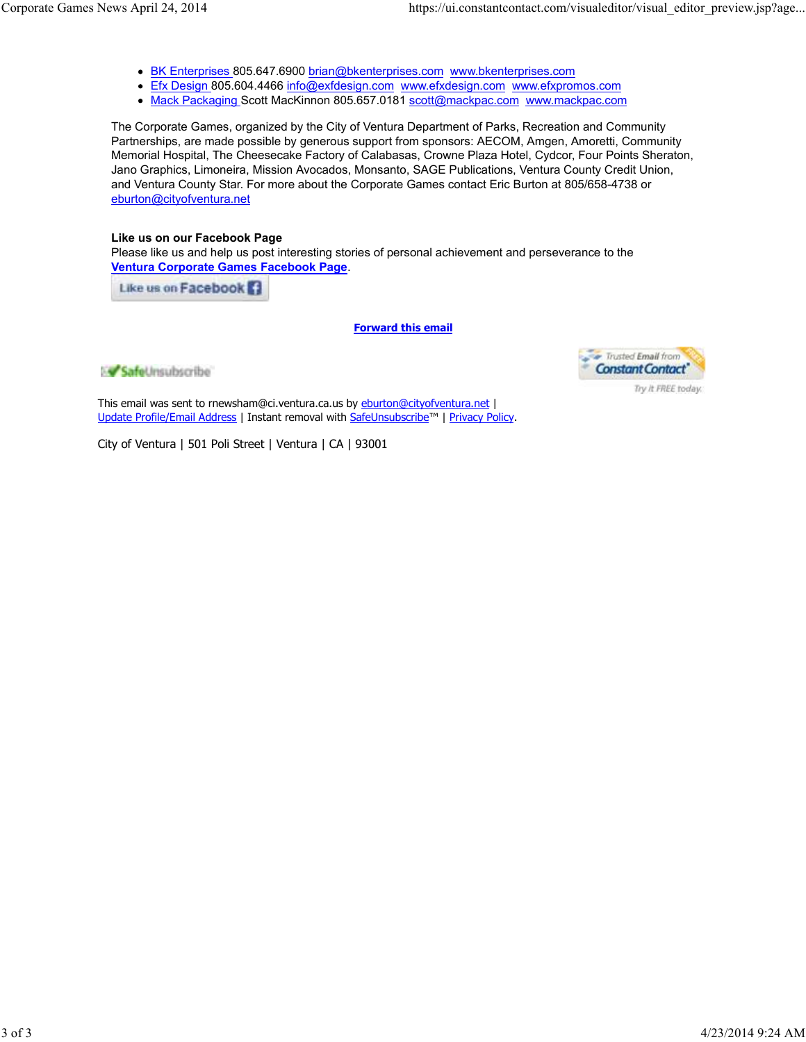- BK Enterprises 805.647.6900 brian@bkenterprises.com www.bkenterprises.com
- Efx Design 805.604.4466 info@exfdesign.com www.efxdesign.com www.efxpromos.com
- Mack Packaging Scott MacKinnon 805.657.0181 scott@mackpac.com www.mackpac.com

The Corporate Games, organized by the City of Ventura Department of Parks, Recreation and Community Partnerships, are made possible by generous support from sponsors: AECOM, Amgen, Amoretti, Community Memorial Hospital, The Cheesecake Factory of Calabasas, Crowne Plaza Hotel, Cydcor, Four Points Sheraton, Jano Graphics, Limoneira, Mission Avocados, Monsanto, SAGE Publications, Ventura County Credit Union, and Ventura County Star. For more about the Corporate Games contact Eric Burton at 805/658-4738 or eburton@cityofventura.net

**Like us on our Facebook Page**
Please like us and help us post interesting stories of personal achievement and perseverance to the **Ventura Corporate Games Facebook Page**.

Like us on Facebook

**Forward this email**

SafeUnsubscribe

Trusted Email from Constant Contact
Try it FREE today.

This email was sent to rnewsham@ci.ventura.ca.us by eburton@cityofventura.net |
Update Profile/Email Address | Instant removal with SafeUnsubscribe™ | Privacy Policy.

City of Ventura | 501 Poli Street | Ventura | CA | 93001